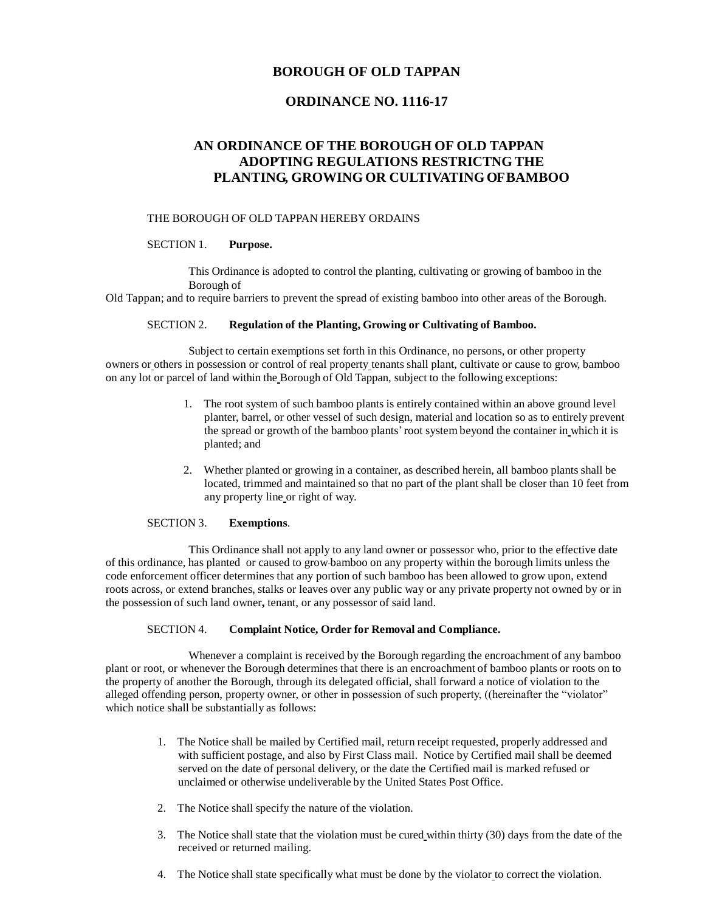# BOROUGH OF OLD TAPPAN

## ORDINANCE NO. 1116-17

## AN ORDINANCE OF THE BOROUGH OF OLD TAPPAN ADOPTING REGULATIONS RESTRICTNG THE PLANTING, GROWING OR CULTIVATING OF BAMBOO

THE BOROUGH OF OLD TAPPAN HEREBY ORDAINS

SECTION 1. **Purpose.**

This Ordinance is adopted to control the planting, cultivating or growing of bamboo in the Borough of Old Tappan; and to require barriers to prevent the spread of existing bamboo into other areas of the Borough.

SECTION 2. **Regulation of the Planting, Growing or Cultivating of Bamboo.**

Subject to certain exemptions set forth in this Ordinance, no persons, or other property owners or others in possession or control of real property tenants shall plant, cultivate or cause to grow, bamboo on any lot or parcel of land within the Borough of Old Tappan, subject to the following exceptions:

1. The root system of such bamboo plants is entirely contained within an above ground level planter, barrel, or other vessel of such design, material and location so as to entirely prevent the spread or growth of the bamboo plants' root system beyond the container in which it is planted; and

2. Whether planted or growing in a container, as described herein, all bamboo plants shall be located, trimmed and maintained so that no part of the plant shall be closer than 10 feet from any property line or right of way.

SECTION 3. **Exemptions**.

This Ordinance shall not apply to any land owner or possessor who, prior to the effective date of this ordinance, has planted or caused to grow bamboo on any property within the borough limits unless the code enforcement officer determines that any portion of such bamboo has been allowed to grow upon, extend roots across, or extend branches, stalks or leaves over any public way or any private property not owned by or in the possession of such land owner**,** tenant, or any possessor of said land.

SECTION 4. **Complaint Notice, Order for Removal and Compliance.**

Whenever a complaint is received by the Borough regarding the encroachment of any bamboo plant or root, or whenever the Borough determines that there is an encroachment of bamboo plants or roots on to the property of another the Borough, through its delegated official, shall forward a notice of violation to the alleged offending person, property owner, or other in possession of such property, ((hereinafter the "violator" which notice shall be substantially as follows:

1. The Notice shall be mailed by Certified mail, return receipt requested, properly addressed and with sufficient postage, and also by First Class mail. Notice by Certified mail shall be deemed served on the date of personal delivery, or the date the Certified mail is marked refused or unclaimed or otherwise undeliverable by the United States Post Office.

2. The Notice shall specify the nature of the violation.

3. The Notice shall state that the violation must be cured within thirty (30) days from the date of the received or returned mailing.

4. The Notice shall state specifically what must be done by the violator to correct the violation.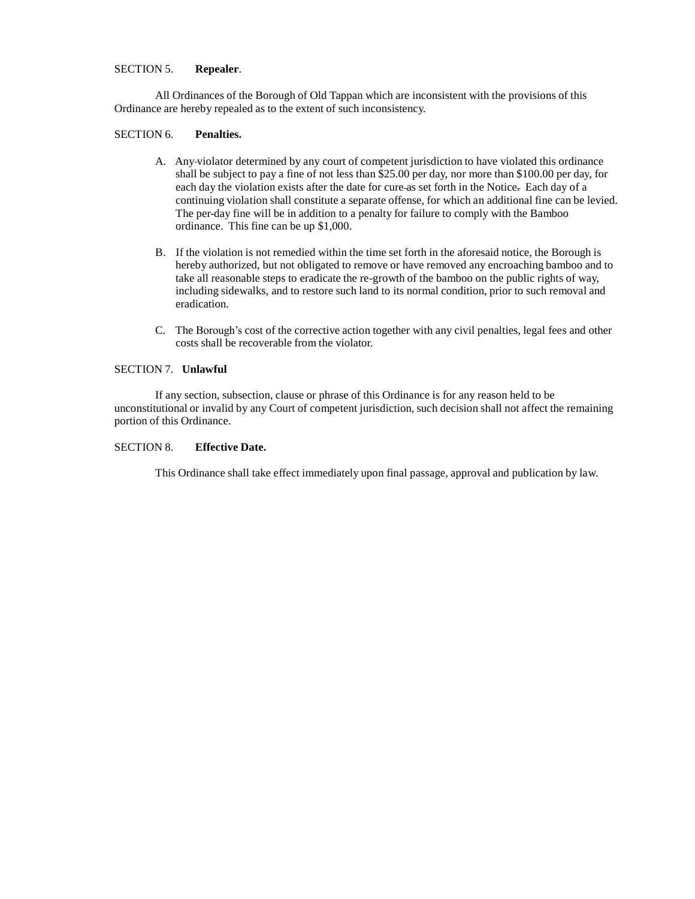SECTION 5. **Repealer**.

All Ordinances of the Borough of Old Tappan which are inconsistent with the provisions of this Ordinance are hereby repealed as to the extent of such inconsistency.

SECTION 6. **Penalties.**

A. Any violator determined by any court of competent jurisdiction to have violated this ordinance shall be subject to pay a fine of not less than $25.00 per day, nor more than $100.00 per day, for each day the violation exists after the date for cure as set forth in the Notice. Each day of a continuing violation shall constitute a separate offense, for which an additional fine can be levied. The per-day fine will be in addition to a penalty for failure to comply with the Bamboo ordinance. This fine can be up $1,000.

B. If the violation is not remedied within the time set forth in the aforesaid notice, the Borough is hereby authorized, but not obligated to remove or have removed any encroaching bamboo and to take all reasonable steps to eradicate the re-growth of the bamboo on the public rights of way, including sidewalks, and to restore such land to its normal condition, prior to such removal and eradication.

C. The Borough's cost of the corrective action together with any civil penalties, legal fees and other costs shall be recoverable from the violator.

SECTION 7. **Unlawful**

If any section, subsection, clause or phrase of this Ordinance is for any reason held to be unconstitutional or invalid by any Court of competent jurisdiction, such decision shall not affect the remaining portion of this Ordinance.

SECTION 8. **Effective Date.**

This Ordinance shall take effect immediately upon final passage, approval and publication by law.